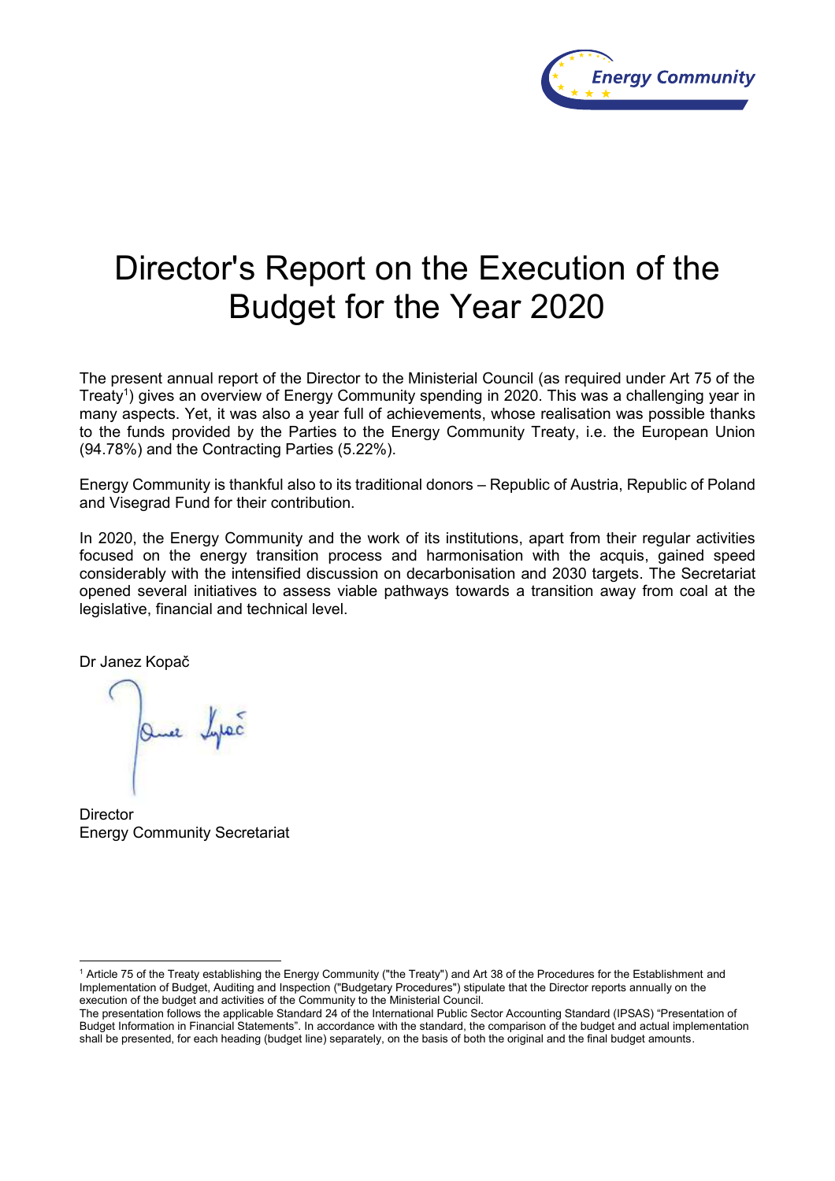# Director's Report on the Execution of the Budget for the Year 2020

The present annual report of the Director to the Ministerial Council (as required under Art 75 of the Treaty[1]) gives an overview of Energy Community spending in 2020. This was a challenging year in many aspects. Yet, it was also a year full of achievements, whose realisation was possible thanks to the funds provided by the Parties to the Energy Community Treaty, i.e. the European Union (94.78%) and the Contracting Parties (5.22%).

Energy Community is thankful also to its traditional donors – Republic of Austria, Republic of Poland and Visegrad Fund for their contribution.

In 2020, the Energy Community and the work of its institutions, apart from their regular activities focused on the energy transition process and harmonisation with the acquis, gained speed considerably with the intensified discussion on decarbonisation and 2030 targets. The Secretariat opened several initiatives to assess viable pathways towards a transition away from coal at the legislative, financial and technical level.

Dr Janez Kopač

Director
Energy Community Secretariat

---

[1] Article 75 of the Treaty establishing the Energy Community ("the Treaty") and Art 38 of the Procedures for the Establishment and Implementation of Budget, Auditing and Inspection ("Budgetary Procedures") stipulate that the Director reports annually on the execution of the budget and activities of the Community to the Ministerial Council.
The presentation follows the applicable Standard 24 of the International Public Sector Accounting Standard (IPSAS) "Presentation of Budget Information in Financial Statements". In accordance with the standard, the comparison of the budget and actual implementation shall be presented, for each heading (budget line) separately, on the basis of both the original and the final budget amounts.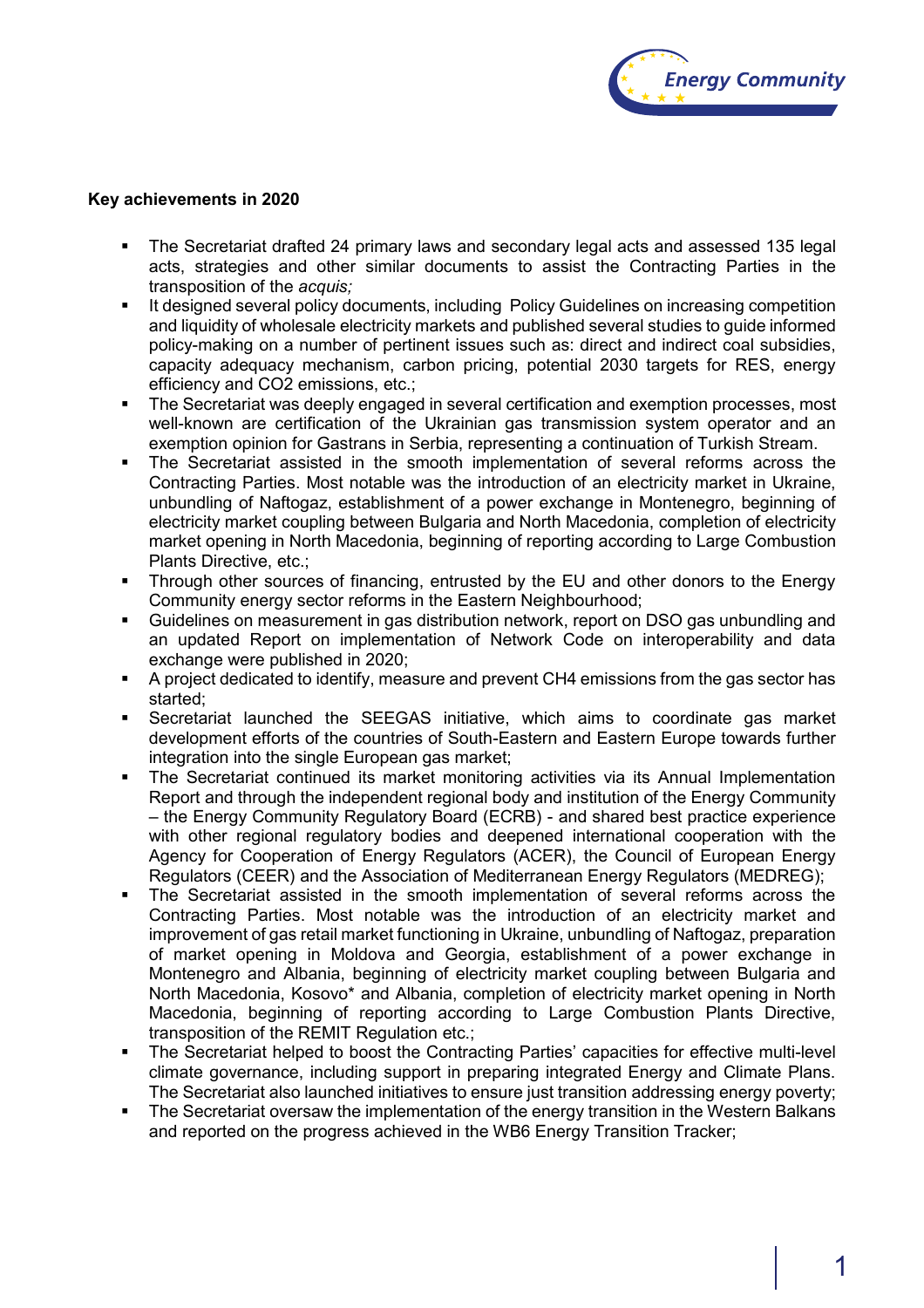**Key achievements in 2020**

- The Secretariat drafted 24 primary laws and secondary legal acts and assessed 135 legal acts, strategies and other similar documents to assist the Contracting Parties in the transposition of the *acquis;*
- It designed several policy documents, including Policy Guidelines on increasing competition and liquidity of wholesale electricity markets and published several studies to guide informed policy-making on a number of pertinent issues such as: direct and indirect coal subsidies, capacity adequacy mechanism, carbon pricing, potential 2030 targets for RES, energy efficiency and CO2 emissions, etc.;
- The Secretariat was deeply engaged in several certification and exemption processes, most well-known are certification of the Ukrainian gas transmission system operator and an exemption opinion for Gastrans in Serbia, representing a continuation of Turkish Stream.
- The Secretariat assisted in the smooth implementation of several reforms across the Contracting Parties. Most notable was the introduction of an electricity market in Ukraine, unbundling of Naftogaz, establishment of a power exchange in Montenegro, beginning of electricity market coupling between Bulgaria and North Macedonia, completion of electricity market opening in North Macedonia, beginning of reporting according to Large Combustion Plants Directive, etc.;
- Through other sources of financing, entrusted by the EU and other donors to the Energy Community energy sector reforms in the Eastern Neighbourhood;
- Guidelines on measurement in gas distribution network, report on DSO gas unbundling and an updated Report on implementation of Network Code on interoperability and data exchange were published in 2020;
- A project dedicated to identify, measure and prevent CH4 emissions from the gas sector has started;
- Secretariat launched the SEEGAS initiative, which aims to coordinate gas market development efforts of the countries of South-Eastern and Eastern Europe towards further integration into the single European gas market;
- The Secretariat continued its market monitoring activities via its Annual Implementation Report and through the independent regional body and institution of the Energy Community – the Energy Community Regulatory Board (ECRB) - and shared best practice experience with other regional regulatory bodies and deepened international cooperation with the Agency for Cooperation of Energy Regulators (ACER), the Council of European Energy Regulators (CEER) and the Association of Mediterranean Energy Regulators (MEDREG);
- The Secretariat assisted in the smooth implementation of several reforms across the Contracting Parties. Most notable was the introduction of an electricity market and improvement of gas retail market functioning in Ukraine, unbundling of Naftogaz, preparation of market opening in Moldova and Georgia, establishment of a power exchange in Montenegro and Albania, beginning of electricity market coupling between Bulgaria and North Macedonia, Kosovo* and Albania, completion of electricity market opening in North Macedonia, beginning of reporting according to Large Combustion Plants Directive, transposition of the REMIT Regulation etc.;
- The Secretariat helped to boost the Contracting Parties' capacities for effective multi-level climate governance, including support in preparing integrated Energy and Climate Plans. The Secretariat also launched initiatives to ensure just transition addressing energy poverty;
- The Secretariat oversaw the implementation of the energy transition in the Western Balkans and reported on the progress achieved in the WB6 Energy Transition Tracker;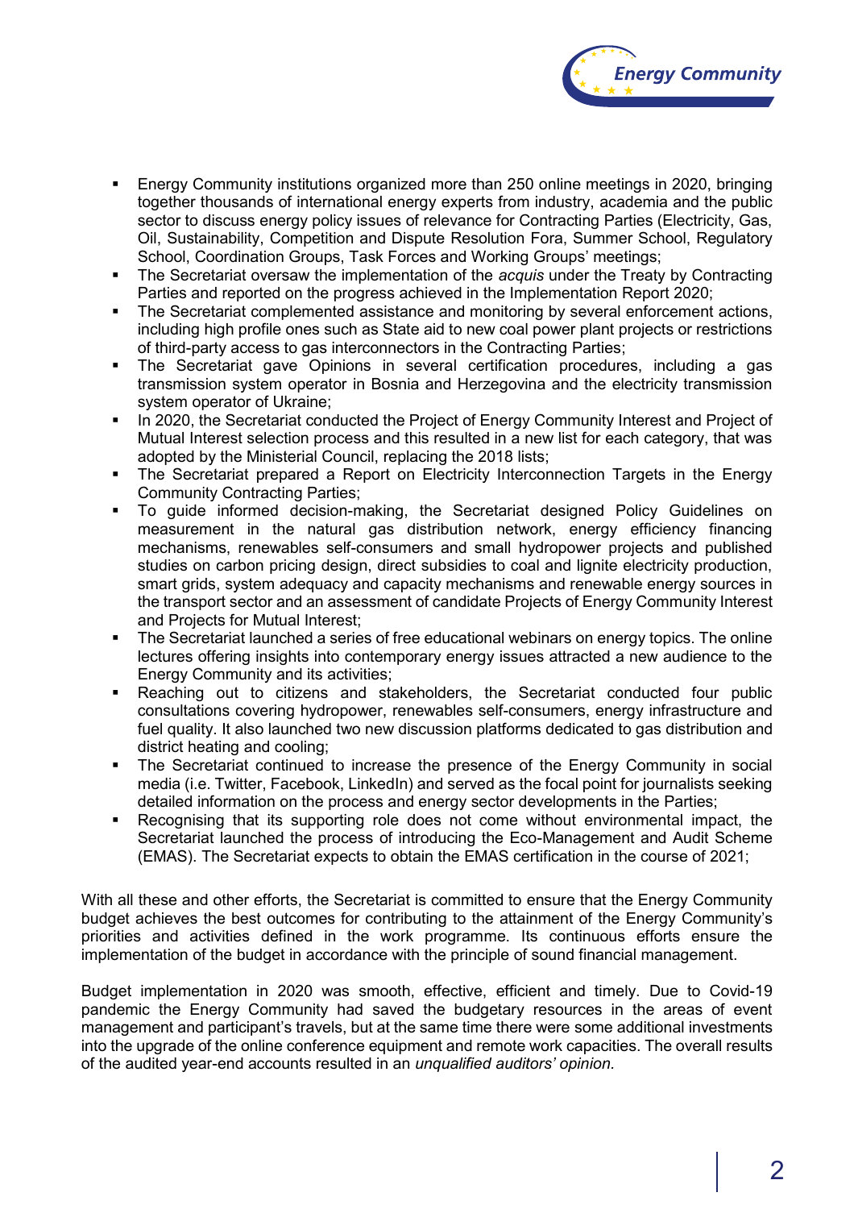- Energy Community institutions organized more than 250 online meetings in 2020, bringing together thousands of international energy experts from industry, academia and the public sector to discuss energy policy issues of relevance for Contracting Parties (Electricity, Gas, Oil, Sustainability, Competition and Dispute Resolution Fora, Summer School, Regulatory School, Coordination Groups, Task Forces and Working Groups' meetings;
- The Secretariat oversaw the implementation of the *acquis* under the Treaty by Contracting Parties and reported on the progress achieved in the Implementation Report 2020;
- The Secretariat complemented assistance and monitoring by several enforcement actions, including high profile ones such as State aid to new coal power plant projects or restrictions of third-party access to gas interconnectors in the Contracting Parties;
- The Secretariat gave Opinions in several certification procedures, including a gas transmission system operator in Bosnia and Herzegovina and the electricity transmission system operator of Ukraine;
- In 2020, the Secretariat conducted the Project of Energy Community Interest and Project of Mutual Interest selection process and this resulted in a new list for each category, that was adopted by the Ministerial Council, replacing the 2018 lists;
- The Secretariat prepared a Report on Electricity Interconnection Targets in the Energy Community Contracting Parties;
- To guide informed decision-making, the Secretariat designed Policy Guidelines on measurement in the natural gas distribution network, energy efficiency financing mechanisms, renewables self-consumers and small hydropower projects and published studies on carbon pricing design, direct subsidies to coal and lignite electricity production, smart grids, system adequacy and capacity mechanisms and renewable energy sources in the transport sector and an assessment of candidate Projects of Energy Community Interest and Projects for Mutual Interest;
- The Secretariat launched a series of free educational webinars on energy topics. The online lectures offering insights into contemporary energy issues attracted a new audience to the Energy Community and its activities;
- Reaching out to citizens and stakeholders, the Secretariat conducted four public consultations covering hydropower, renewables self-consumers, energy infrastructure and fuel quality. It also launched two new discussion platforms dedicated to gas distribution and district heating and cooling;
- The Secretariat continued to increase the presence of the Energy Community in social media (i.e. Twitter, Facebook, LinkedIn) and served as the focal point for journalists seeking detailed information on the process and energy sector developments in the Parties;
- Recognising that its supporting role does not come without environmental impact, the Secretariat launched the process of introducing the Eco-Management and Audit Scheme (EMAS). The Secretariat expects to obtain the EMAS certification in the course of 2021;

With all these and other efforts, the Secretariat is committed to ensure that the Energy Community budget achieves the best outcomes for contributing to the attainment of the Energy Community's priorities and activities defined in the work programme. Its continuous efforts ensure the implementation of the budget in accordance with the principle of sound financial management.

Budget implementation in 2020 was smooth, effective, efficient and timely. Due to Covid-19 pandemic the Energy Community had saved the budgetary resources in the areas of event management and participant's travels, but at the same time there were some additional investments into the upgrade of the online conference equipment and remote work capacities. The overall results of the audited year-end accounts resulted in an *unqualified auditors' opinion.*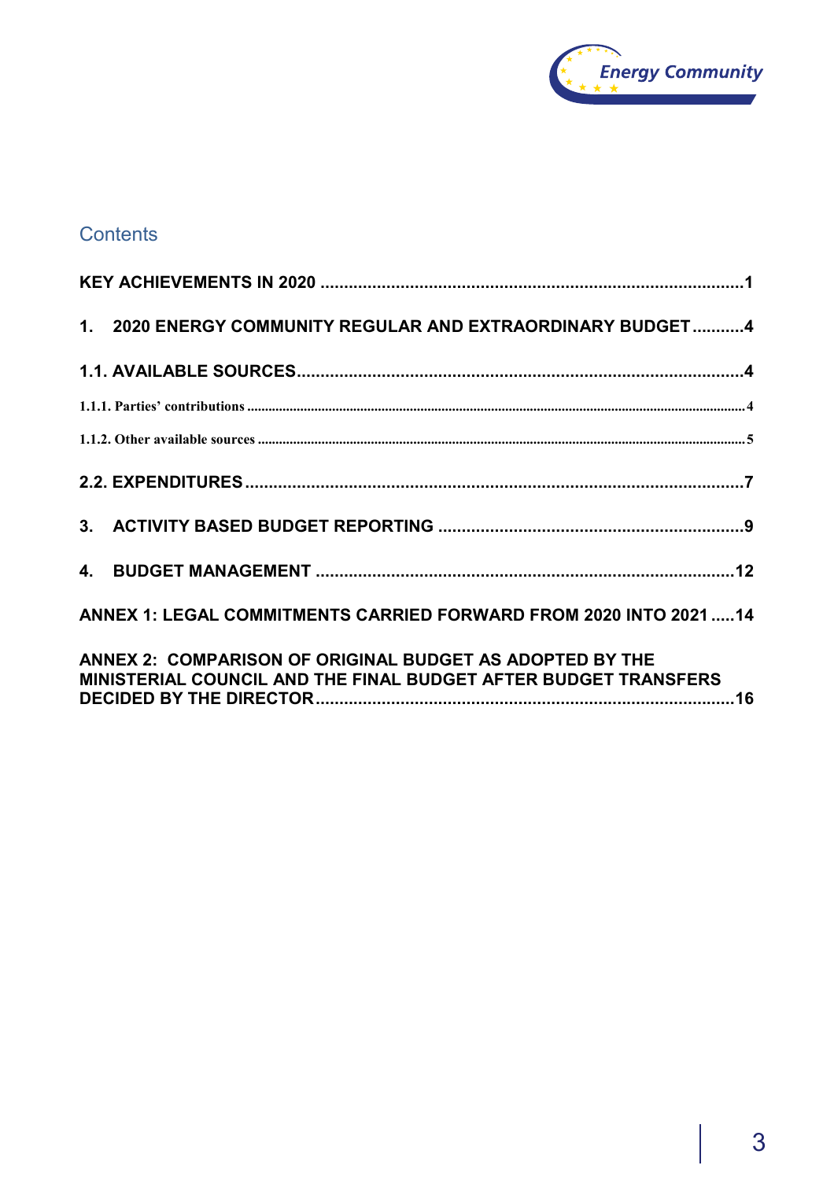## Contents

KEY ACHIEVEMENTS IN 2020 .......................................................................................1

1. 2020 ENERGY COMMUNITY REGULAR AND EXTRAORDINARY BUDGET ...........4

1.1. AVAILABLE SOURCES.............................................................................................4

1.1.1. Parties' contributions .......................................................................................................................................4

1.1.2. Other available sources ...................................................................................................................................5

2.2. EXPENDITURES.........................................................................................................7

3. ACTIVITY BASED BUDGET REPORTING ................................................................9

4. BUDGET MANAGEMENT .......................................................................................12

ANNEX 1: LEGAL COMMITMENTS CARRIED FORWARD FROM 2020 INTO 2021 .....14

ANNEX 2: COMPARISON OF ORIGINAL BUDGET AS ADOPTED BY THE MINISTERIAL COUNCIL AND THE FINAL BUDGET AFTER BUDGET TRANSFERS DECIDED BY THE DIRECTOR.........................................................................................16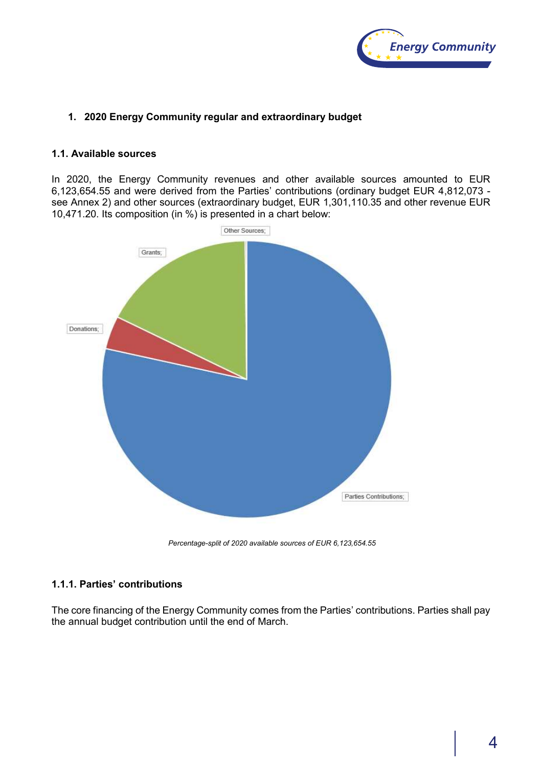## 1. 2020 Energy Community regular and extraordinary budget

### 1.1. Available sources

In 2020, the Energy Community revenues and other available sources amounted to EUR 6,123,654.55 and were derived from the Parties' contributions (ordinary budget EUR 4,812,073 - see Annex 2) and other sources (extraordinary budget, EUR 1,301,110.35 and other revenue EUR 10,471.20. Its composition (in %) is presented in a chart below:

Other Sources;

Grants;

Donations;

Parties Contributions;

*Percentage-split of 2020 available sources of EUR 6,123,654.55*

#### 1.1.1. Parties' contributions

The core financing of the Energy Community comes from the Parties' contributions. Parties shall pay the annual budget contribution until the end of March.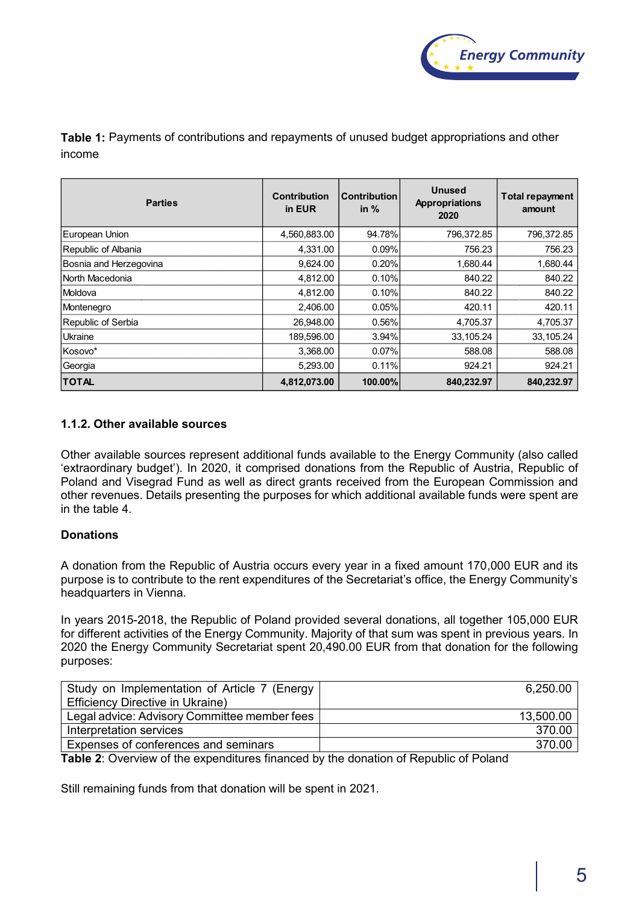**Table 1:** Payments of contributions and repayments of unused budget appropriations and other income

| Parties | Contribution in EUR | Contribution in % | Unused Appropriations 2020 | Total repayment amount |
|---|---|---|---|---|
| European Union | 4,560,883.00 | 94.78% | 796,372.85 | 796,372.85 |
| Republic of Albania | 4,331.00 | 0.09% | 756.23 | 756.23 |
| Bosnia and Herzegovina | 9,624.00 | 0.20% | 1,680.44 | 1,680.44 |
| North Macedonia | 4,812.00 | 0.10% | 840.22 | 840.22 |
| Moldova | 4,812.00 | 0.10% | 840.22 | 840.22 |
| Montenegro | 2,406.00 | 0.05% | 420.11 | 420.11 |
| Republic of Serbia | 26,948.00 | 0.56% | 4,705.37 | 4,705.37 |
| Ukraine | 189,596.00 | 3.94% | 33,105.24 | 33,105.24 |
| Kosovo* | 3,368.00 | 0.07% | 588.08 | 588.08 |
| Georgia | 5,293.00 | 0.11% | 924.21 | 924.21 |
| **TOTAL** | **4,812,073.00** | **100.00%** | **840,232.97** | **840,232.97** |

### 1.1.2. Other available sources

Other available sources represent additional funds available to the Energy Community (also called 'extraordinary budget'). In 2020, it comprised donations from the Republic of Austria, Republic of Poland and Visegrad Fund as well as direct grants received from the European Commission and other revenues. Details presenting the purposes for which additional available funds were spent are in the table 4.

**Donations**

A donation from the Republic of Austria occurs every year in a fixed amount 170,000 EUR and its purpose is to contribute to the rent expenditures of the Secretariat's office, the Energy Community's headquarters in Vienna.

In years 2015-2018, the Republic of Poland provided several donations, all together 105,000 EUR for different activities of the Energy Community. Majority of that sum was spent in previous years. In 2020 the Energy Community Secretariat spent 20,490.00 EUR from that donation for the following purposes:

| | |
|---|---|
| Study on Implementation of Article 7 (Energy Efficiency Directive in Ukraine) | 6,250.00 |
| Legal advice: Advisory Committee member fees | 13,500.00 |
| Interpretation services | 370.00 |
| Expenses of conferences and seminars | 370.00 |

**Table 2**: Overview of the expenditures financed by the donation of Republic of Poland

Still remaining funds from that donation will be spent in 2021.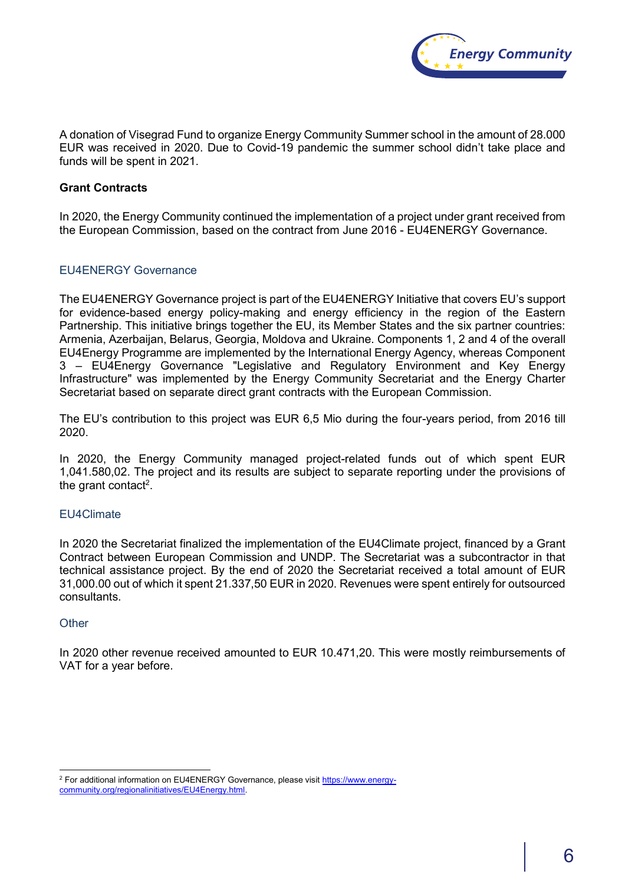A donation of Visegrad Fund to organize Energy Community Summer school in the amount of 28.000 EUR was received in 2020. Due to Covid-19 pandemic the summer school didn't take place and funds will be spent in 2021.

**Grant Contracts**

In 2020, the Energy Community continued the implementation of a project under grant received from the European Commission, based on the contract from June 2016 - EU4ENERGY Governance.

### EU4ENERGY Governance

The EU4ENERGY Governance project is part of the EU4ENERGY Initiative that covers EU's support for evidence-based energy policy-making and energy efficiency in the region of the Eastern Partnership. This initiative brings together the EU, its Member States and the six partner countries: Armenia, Azerbaijan, Belarus, Georgia, Moldova and Ukraine. Components 1, 2 and 4 of the overall EU4Energy Programme are implemented by the International Energy Agency, whereas Component 3 – EU4Energy Governance "Legislative and Regulatory Environment and Key Energy Infrastructure" was implemented by the Energy Community Secretariat and the Energy Charter Secretariat based on separate direct grant contracts with the European Commission.

The EU's contribution to this project was EUR 6,5 Mio during the four-years period, from 2016 till 2020.

In 2020, the Energy Community managed project-related funds out of which spent EUR 1,041.580,02. The project and its results are subject to separate reporting under the provisions of the grant contact[2].

### EU4Climate

In 2020 the Secretariat finalized the implementation of the EU4Climate project, financed by a Grant Contract between European Commission and UNDP. The Secretariat was a subcontractor in that technical assistance project. By the end of 2020 the Secretariat received a total amount of EUR 31,000.00 out of which it spent 21.337,50 EUR in 2020. Revenues were spent entirely for outsourced consultants.

### Other

In 2020 other revenue received amounted to EUR 10.471,20. This were mostly reimbursements of VAT for a year before.

---

[2] For additional information on EU4ENERGY Governance, please visit https://www.energy-community.org/regionalinitiatives/EU4Energy.html.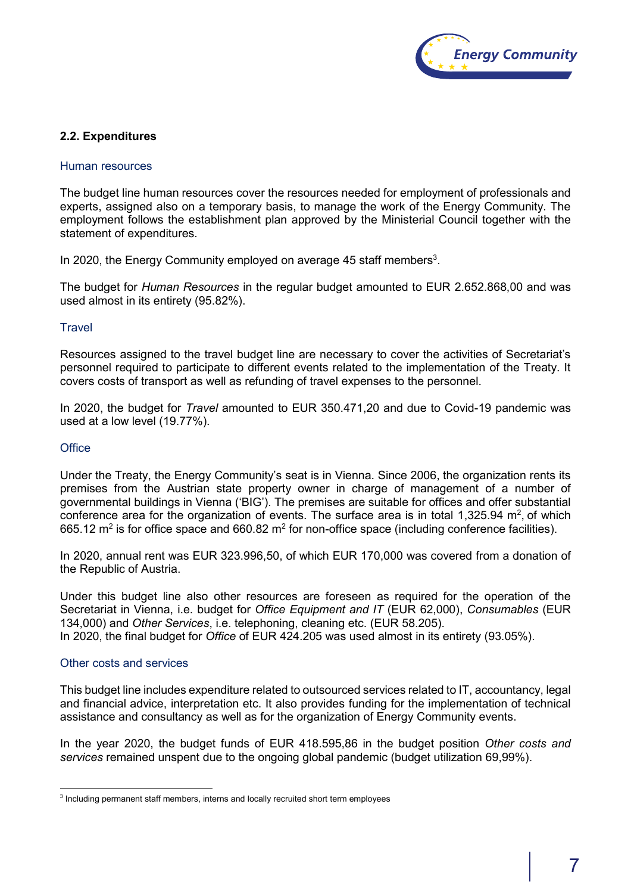### 2.2. Expenditures

#### Human resources

The budget line human resources cover the resources needed for employment of professionals and experts, assigned also on a temporary basis, to manage the work of the Energy Community. The employment follows the establishment plan approved by the Ministerial Council together with the statement of expenditures.

In 2020, the Energy Community employed on average 45 staff members[3].

The budget for *Human Resources* in the regular budget amounted to EUR 2.652.868,00 and was used almost in its entirety (95.82%).

#### Travel

Resources assigned to the travel budget line are necessary to cover the activities of Secretariat's personnel required to participate to different events related to the implementation of the Treaty. It covers costs of transport as well as refunding of travel expenses to the personnel.

In 2020, the budget for *Travel* amounted to EUR 350.471,20 and due to Covid-19 pandemic was used at a low level (19.77%).

#### Office

Under the Treaty, the Energy Community's seat is in Vienna. Since 2006, the organization rents its premises from the Austrian state property owner in charge of management of a number of governmental buildings in Vienna ('BIG'). The premises are suitable for offices and offer substantial conference area for the organization of events. The surface area is in total 1,325.94 m$^2$, of which 665.12 m$^2$ is for office space and 660.82 m$^2$ for non-office space (including conference facilities).

In 2020, annual rent was EUR 323.996,50, of which EUR 170,000 was covered from a donation of the Republic of Austria.

Under this budget line also other resources are foreseen as required for the operation of the Secretariat in Vienna, i.e. budget for *Office Equipment and IT* (EUR 62,000), *Consumables* (EUR 134,000) and *Other Services*, i.e. telephoning, cleaning etc. (EUR 58.205).
In 2020, the final budget for *Office* of EUR 424.205 was used almost in its entirety (93.05%).

#### Other costs and services

This budget line includes expenditure related to outsourced services related to IT, accountancy, legal and financial advice, interpretation etc. It also provides funding for the implementation of technical assistance and consultancy as well as for the organization of Energy Community events.

In the year 2020, the budget funds of EUR 418.595,86 in the budget position *Other costs and services* remained unspent due to the ongoing global pandemic (budget utilization 69,99%).

---

[3] Including permanent staff members, interns and locally recruited short term employees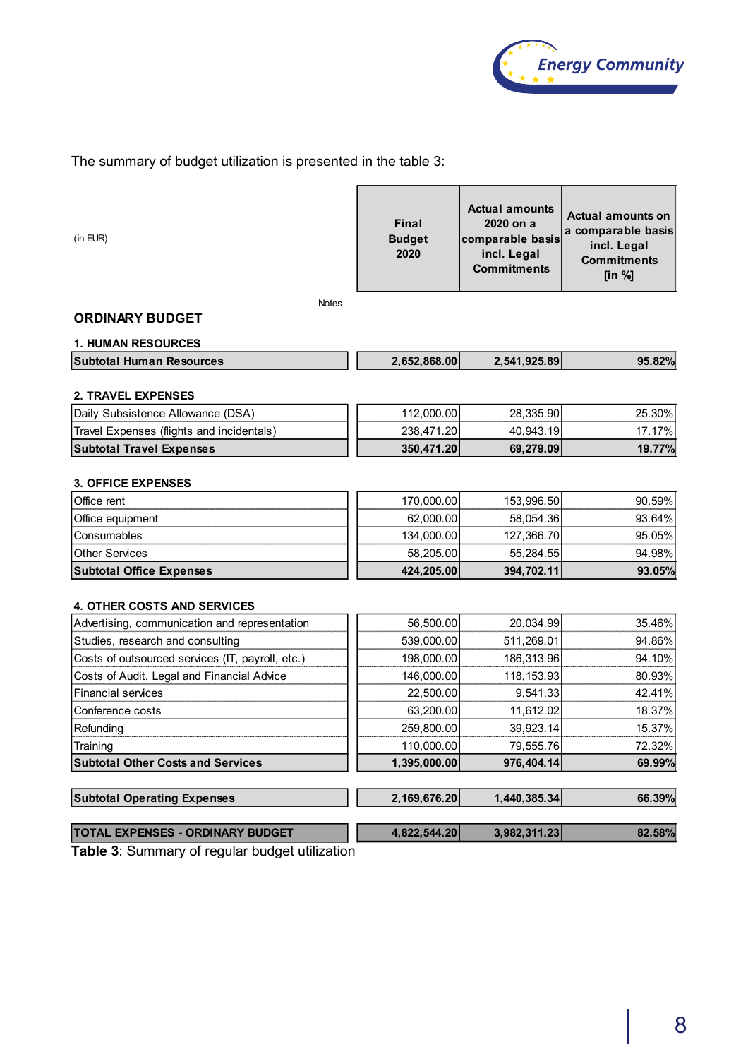The summary of budget utilization is presented in the table 3:

| (in EUR) | Notes | Final Budget 2020 | Actual amounts 2020 on a comparable basis incl. Legal Commitments | Actual amounts on a comparable basis incl. Legal Commitments [in %] |
|---|---|---|---|---|
| **ORDINARY BUDGET** | | | | |
| **1. HUMAN RESOURCES** | | | | |
| **Subtotal Human Resources** | | **2,652,868.00** | **2,541,925.89** | **95.82%** |
| **2. TRAVEL EXPENSES** | | | | |
| Daily Subsistence Allowance (DSA) | | 112,000.00 | 28,335.90 | 25.30% |
| Travel Expenses (flights and incidentals) | | 238,471.20 | 40,943.19 | 17.17% |
| **Subtotal Travel Expenses** | | **350,471.20** | **69,279.09** | **19.77%** |
| **3. OFFICE EXPENSES** | | | | |
| Office rent | | 170,000.00 | 153,996.50 | 90.59% |
| Office equipment | | 62,000.00 | 58,054.36 | 93.64% |
| Consumables | | 134,000.00 | 127,366.70 | 95.05% |
| Other Services | | 58,205.00 | 55,284.55 | 94.98% |
| **Subtotal Office Expenses** | | **424,205.00** | **394,702.11** | **93.05%** |
| **4. OTHER COSTS AND SERVICES** | | | | |
| Advertising, communication and representation | | 56,500.00 | 20,034.99 | 35.46% |
| Studies, research and consulting | | 539,000.00 | 511,269.01 | 94.86% |
| Costs of outsourced services (IT, payroll, etc.) | | 198,000.00 | 186,313.96 | 94.10% |
| Costs of Audit, Legal and Financial Advice | | 146,000.00 | 118,153.93 | 80.93% |
| Financial services | | 22,500.00 | 9,541.33 | 42.41% |
| Conference costs | | 63,200.00 | 11,612.02 | 18.37% |
| Refunding | | 259,800.00 | 39,923.14 | 15.37% |
| Training | | 110,000.00 | 79,555.76 | 72.32% |
| **Subtotal Other Costs and Services** | | **1,395,000.00** | **976,404.14** | **69.99%** |
| **Subtotal Operating Expenses** | | **2,169,676.20** | **1,440,385.34** | **66.39%** |
| **TOTAL EXPENSES - ORDINARY BUDGET** | | **4,822,544.20** | **3,982,311.23** | **82.58%** |

**Table 3**: Summary of regular budget utilization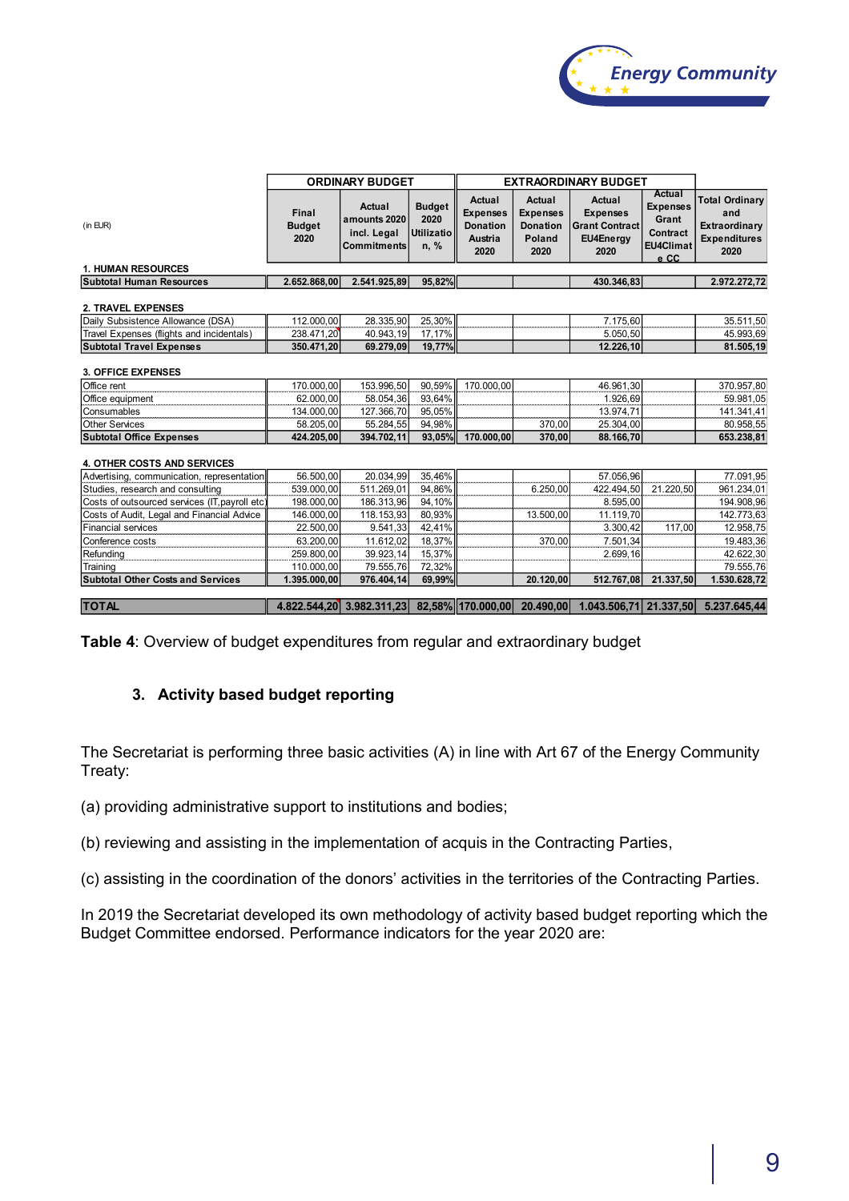| (in EUR) | ORDINARY BUDGET | | | EXTRAORDINARY BUDGET | | | | |
|---|---|---|---|---|---|---|---|---|
| | Final Budget 2020 | Actual amounts 2020 incl. Legal Commitments | Budget 2020 Utilization, % | Actual Expenses Donation Austria 2020 | Actual Expenses Donation Poland 2020 | Actual Expenses Grant Contract EU4Energy 2020 | Actual Expenses Grant Contract EU4Climate CC | Total Ordinary and Extraordinary Expenditures 2020 |
| **1. HUMAN RESOURCES** | | | | | | | | |
| **Subtotal Human Resources** | **2.652.868,00** | **2.541.925,89** | **95,82%** | | | **430.346,83** | | **2.972.272,72** |
| **2. TRAVEL EXPENSES** | | | | | | | | |
| Daily Subsistence Allowance (DSA) | 112.000,00 | 28.335,90 | 25,30% | | | 7.175,60 | | 35.511,50 |
| Travel Expenses (flights and incidentals) | 238.471,20 | 40.943,19 | 17,17% | | | 5.050,50 | | 45.993,69 |
| **Subtotal Travel Expenses** | **350.471,20** | **69.279,09** | **19,77%** | | | **12.226,10** | | **81.505,19** |
| **3. OFFICE EXPENSES** | | | | | | | | |
| Office rent | 170.000,00 | 153.996,50 | 90,59% | 170.000,00 | | 46.961,30 | | 370.957,80 |
| Office equipment | 62.000,00 | 58.054,36 | 93,64% | | | 1.926,69 | | 59.981,05 |
| Consumables | 134.000,00 | 127.366,70 | 95,05% | | | 13.974,71 | | 141.341,41 |
| Other Services | 58.205,00 | 55.284,55 | 94,98% | | 370,00 | 25.304,00 | | 80.958,55 |
| **Subtotal Office Expenses** | **424.205,00** | **394.702,11** | **93,05%** | **170.000,00** | **370,00** | **88.166,70** | | **653.238,81** |
| **4. OTHER COSTS AND SERVICES** | | | | | | | | |
| Advertising, communication, representation | 56.500,00 | 20.034,99 | 35,46% | | | 57.056,96 | | 77.091,95 |
| Studies, research and consulting | 539.000,00 | 511.269,01 | 94,86% | | 6.250,00 | 422.494,50 | 21.220,50 | 961.234,01 |
| Costs of outsourced services (IT,payroll etc) | 198.000,00 | 186.313,96 | 94,10% | | | 8.595,00 | | 194.908,96 |
| Costs of Audit, Legal and Financial Advice | 146.000,00 | 118.153,93 | 80,93% | | 13.500,00 | 11.119,70 | | 142.773,63 |
| Financial services | 22.500,00 | 9.541,33 | 42,41% | | | 3.300,42 | 117,00 | 12.958,75 |
| Conference costs | 63.200,00 | 11.612,02 | 18,37% | | 370,00 | 7.501,34 | | 19.483,36 |
| Refunding | 259.800,00 | 39.923,14 | 15,37% | | | 2.699,16 | | 42.622,30 |
| Training | 110.000,00 | 79.555,76 | 72,32% | | | | | 79.555,76 |
| **Subtotal Other Costs and Services** | **1.395.000,00** | **976.404,14** | **69,99%** | | **20.120,00** | **512.767,08** | **21.337,50** | **1.530.628,72** |
| **TOTAL** | **4.822.544,20** | **3.982.311,23** | **82,58%** | **170.000,00** | **20.490,00** | **1.043.506,71** | **21.337,50** | **5.237.645,44** |

**Table 4**: Overview of budget expenditures from regular and extraordinary budget

## 3. Activity based budget reporting

The Secretariat is performing three basic activities (A) in line with Art 67 of the Energy Community Treaty:

(a) providing administrative support to institutions and bodies;

(b) reviewing and assisting in the implementation of acquis in the Contracting Parties,

(c) assisting in the coordination of the donors' activities in the territories of the Contracting Parties.

In 2019 the Secretariat developed its own methodology of activity based budget reporting which the Budget Committee endorsed. Performance indicators for the year 2020 are: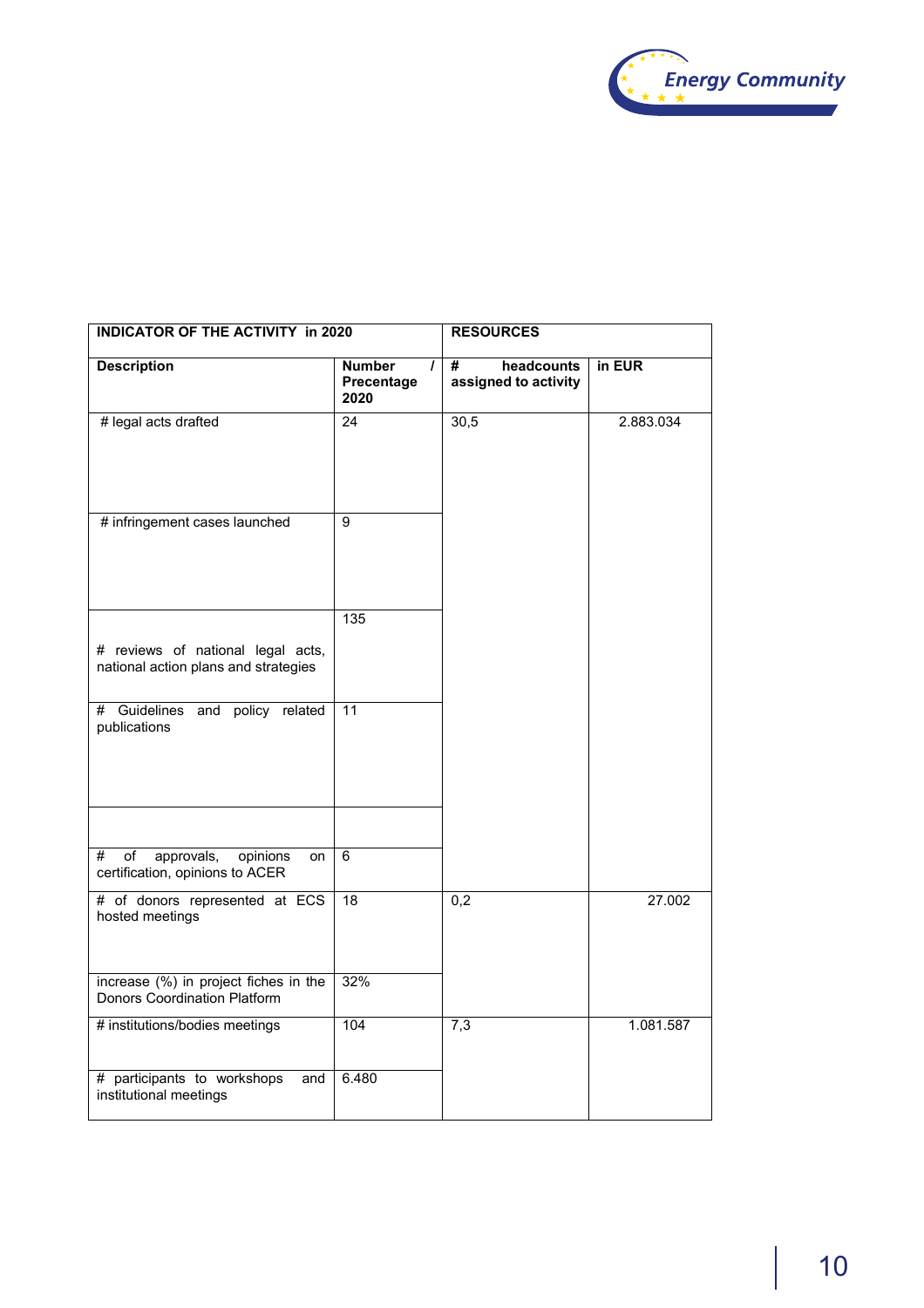| INDICATOR OF THE ACTIVITY in 2020 | | RESOURCES | |
|---|---|---|---|
| **Description** | **Number / Precentage 2020** | **# headcounts assigned to activity** | **in EUR** |
| # legal acts drafted | 24 | 30,5 | 2.883.034 |
| # infringement cases launched | 9 | | |
| # reviews of national legal acts, national action plans and strategies | 135 | | |
| # Guidelines and policy related publications | 11 | | |
| | | | |
| # of approvals, opinions on certification, opinions to ACER | 6 | | |
| # of donors represented at ECS hosted meetings | 18 | 0,2 | 27.002 |
| increase (%) in project fiches in the Donors Coordination Platform | 32% | | |
| # institutions/bodies meetings | 104 | 7,3 | 1.081.587 |
| # participants to workshops and institutional meetings | 6.480 | | |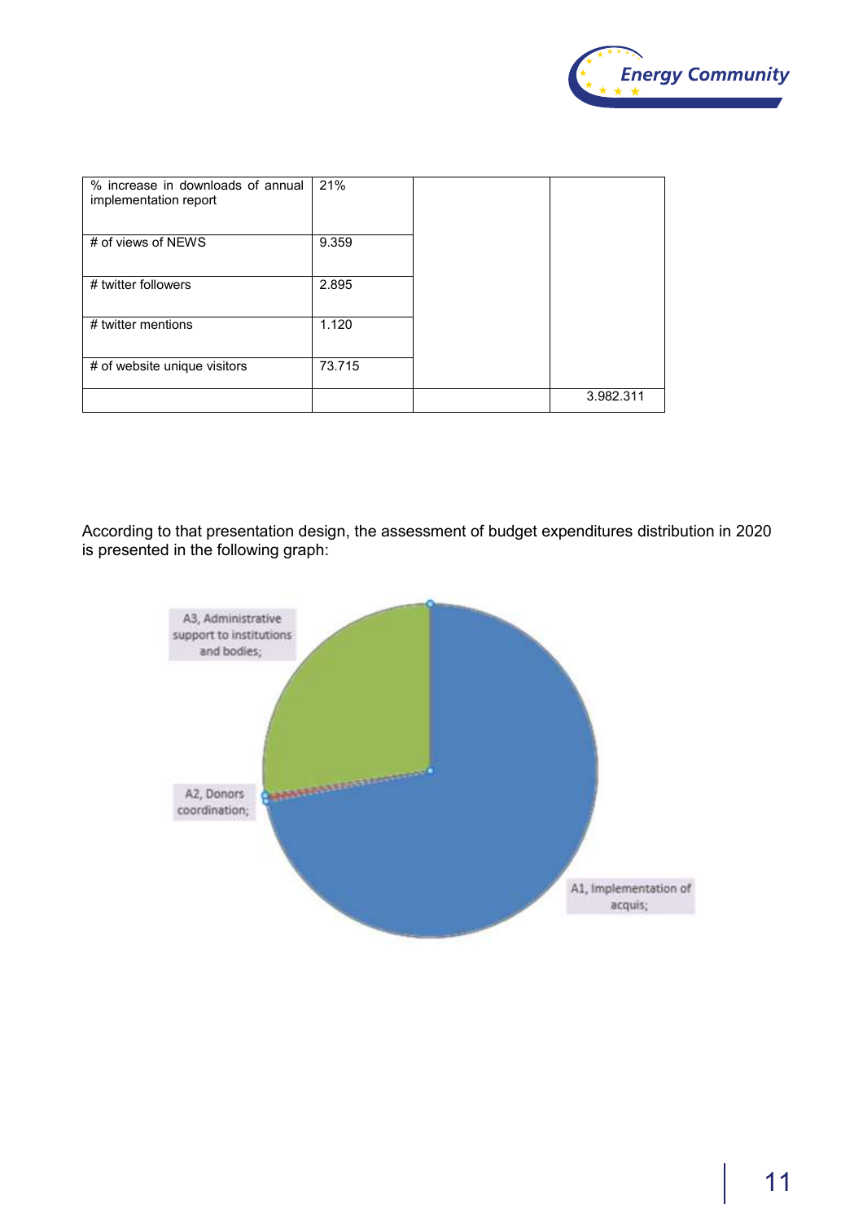| % increase in downloads of annual implementation report | 21% | | |
|---|---|---|---|
| # of views of NEWS | 9.359 | | |
| # twitter followers | 2.895 | | |
| # twitter mentions | 1.120 | | |
| # of website unique visitors | 73.715 | | |
| | | | 3.982.311 |

According to that presentation design, the assessment of budget expenditures distribution in 2020 is presented in the following graph:

A3, Administrative support to institutions and bodies;

A2, Donors coordination;

A1, Implementation of acquis;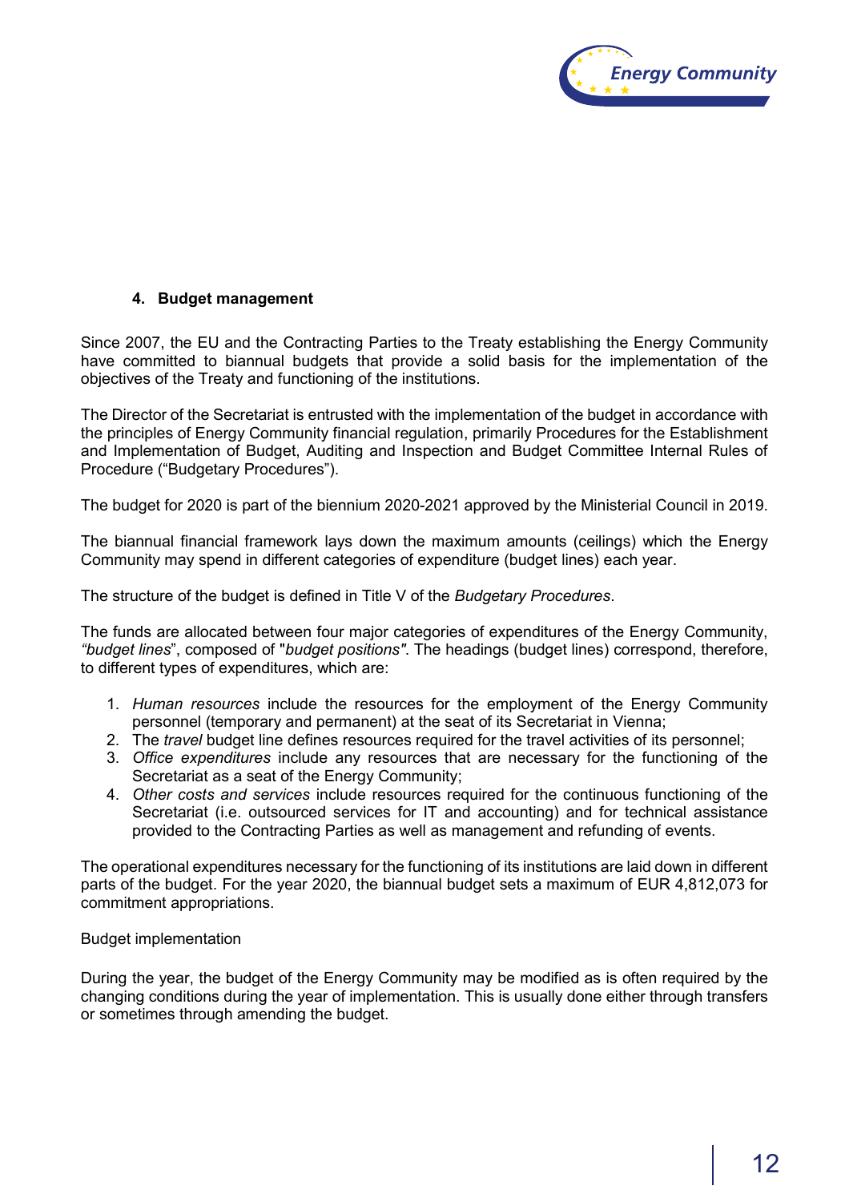## 4. Budget management

Since 2007, the EU and the Contracting Parties to the Treaty establishing the Energy Community have committed to biannual budgets that provide a solid basis for the implementation of the objectives of the Treaty and functioning of the institutions.

The Director of the Secretariat is entrusted with the implementation of the budget in accordance with the principles of Energy Community financial regulation, primarily Procedures for the Establishment and Implementation of Budget, Auditing and Inspection and Budget Committee Internal Rules of Procedure ("Budgetary Procedures").

The budget for 2020 is part of the biennium 2020-2021 approved by the Ministerial Council in 2019.

The biannual financial framework lays down the maximum amounts (ceilings) which the Energy Community may spend in different categories of expenditure (budget lines) each year.

The structure of the budget is defined in Title V of the *Budgetary Procedures*.

The funds are allocated between four major categories of expenditures of the Energy Community, *"budget lines*", composed of "*budget positions"*. The headings (budget lines) correspond, therefore, to different types of expenditures, which are:

1. *Human resources* include the resources for the employment of the Energy Community personnel (temporary and permanent) at the seat of its Secretariat in Vienna;
2. The *travel* budget line defines resources required for the travel activities of its personnel;
3. *Office expenditures* include any resources that are necessary for the functioning of the Secretariat as a seat of the Energy Community;
4. *Other costs and services* include resources required for the continuous functioning of the Secretariat (i.e. outsourced services for IT and accounting) and for technical assistance provided to the Contracting Parties as well as management and refunding of events.

The operational expenditures necessary for the functioning of its institutions are laid down in different parts of the budget. For the year 2020, the biannual budget sets a maximum of EUR 4,812,073 for commitment appropriations.

Budget implementation

During the year, the budget of the Energy Community may be modified as is often required by the changing conditions during the year of implementation. This is usually done either through transfers or sometimes through amending the budget.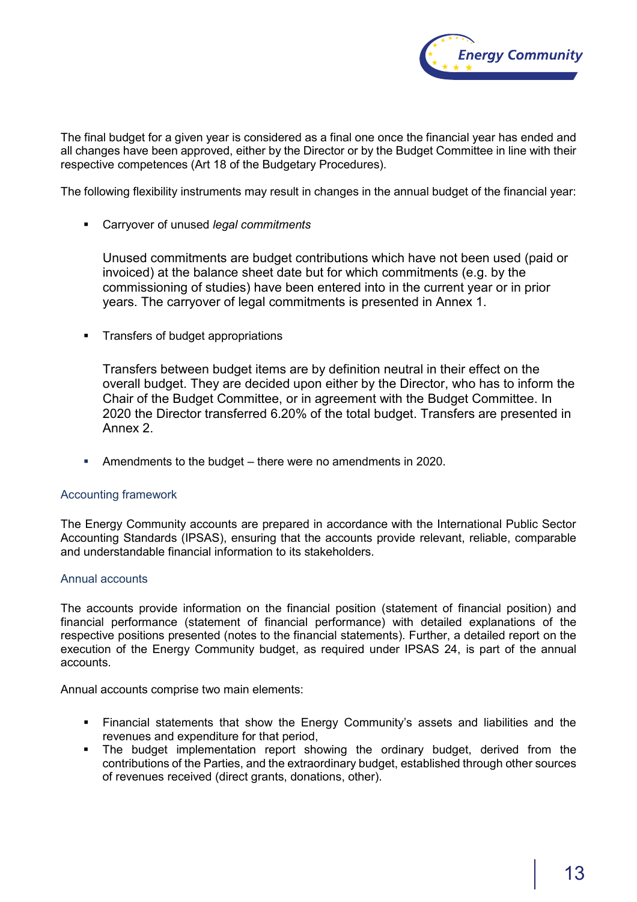The final budget for a given year is considered as a final one once the financial year has ended and all changes have been approved, either by the Director or by the Budget Committee in line with their respective competences (Art 18 of the Budgetary Procedures).

The following flexibility instruments may result in changes in the annual budget of the financial year:

- Carryover of unused *legal commitments*

  Unused commitments are budget contributions which have not been used (paid or invoiced) at the balance sheet date but for which commitments (e.g. by the commissioning of studies) have been entered into in the current year or in prior years. The carryover of legal commitments is presented in Annex 1.

- Transfers of budget appropriations

  Transfers between budget items are by definition neutral in their effect on the overall budget. They are decided upon either by the Director, who has to inform the Chair of the Budget Committee, or in agreement with the Budget Committee. In 2020 the Director transferred 6.20% of the total budget. Transfers are presented in Annex 2.

- Amendments to the budget – there were no amendments in 2020.

### Accounting framework

The Energy Community accounts are prepared in accordance with the International Public Sector Accounting Standards (IPSAS), ensuring that the accounts provide relevant, reliable, comparable and understandable financial information to its stakeholders.

### Annual accounts

The accounts provide information on the financial position (statement of financial position) and financial performance (statement of financial performance) with detailed explanations of the respective positions presented (notes to the financial statements). Further, a detailed report on the execution of the Energy Community budget, as required under IPSAS 24, is part of the annual accounts.

Annual accounts comprise two main elements:

- Financial statements that show the Energy Community's assets and liabilities and the revenues and expenditure for that period,
- The budget implementation report showing the ordinary budget, derived from the contributions of the Parties, and the extraordinary budget, established through other sources of revenues received (direct grants, donations, other).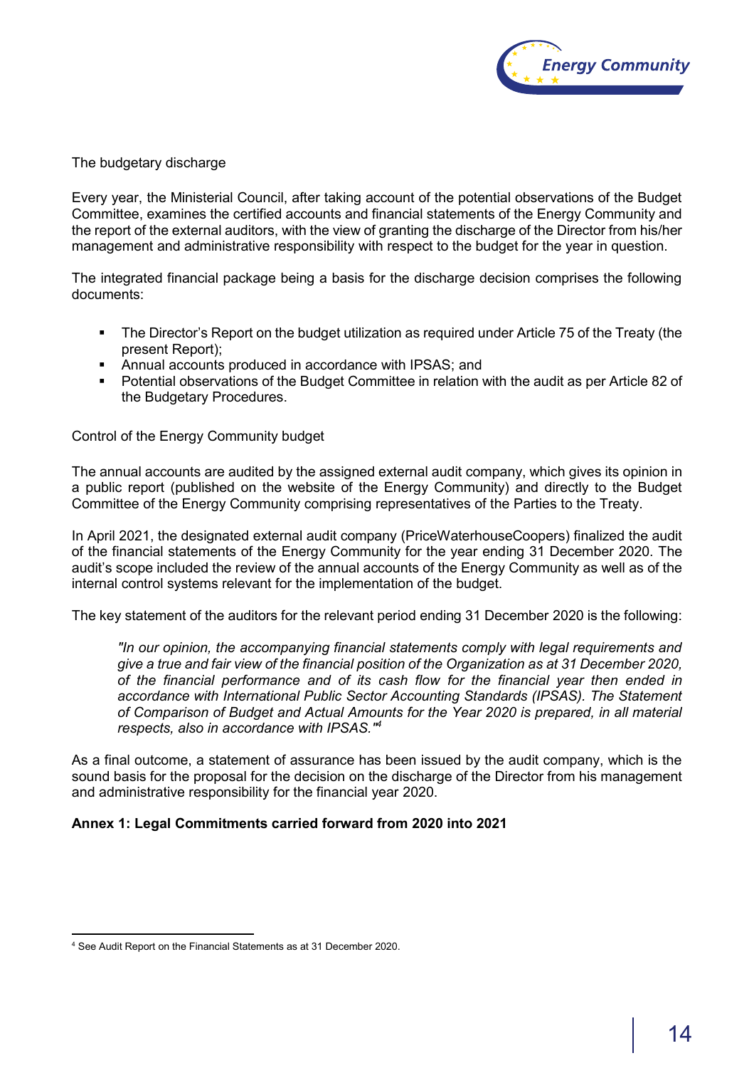The budgetary discharge

Every year, the Ministerial Council, after taking account of the potential observations of the Budget Committee, examines the certified accounts and financial statements of the Energy Community and the report of the external auditors, with the view of granting the discharge of the Director from his/her management and administrative responsibility with respect to the budget for the year in question.

The integrated financial package being a basis for the discharge decision comprises the following documents:

- The Director's Report on the budget utilization as required under Article 75 of the Treaty (the present Report);
- Annual accounts produced in accordance with IPSAS; and
- Potential observations of the Budget Committee in relation with the audit as per Article 82 of the Budgetary Procedures.

Control of the Energy Community budget

The annual accounts are audited by the assigned external audit company, which gives its opinion in a public report (published on the website of the Energy Community) and directly to the Budget Committee of the Energy Community comprising representatives of the Parties to the Treaty.

In April 2021, the designated external audit company (PriceWaterhouseCoopers) finalized the audit of the financial statements of the Energy Community for the year ending 31 December 2020. The audit's scope included the review of the annual accounts of the Energy Community as well as of the internal control systems relevant for the implementation of the budget.

The key statement of the auditors for the relevant period ending 31 December 2020 is the following:

> *"In our opinion, the accompanying financial statements comply with legal requirements and give a true and fair view of the financial position of the Organization as at 31 December 2020, of the financial performance and of its cash flow for the financial year then ended in accordance with International Public Sector Accounting Standards (IPSAS). The Statement of Comparison of Budget and Actual Amounts for the Year 2020 is prepared, in all material respects, also in accordance with IPSAS."*[4]

As a final outcome, a statement of assurance has been issued by the audit company, which is the sound basis for the proposal for the decision on the discharge of the Director from his management and administrative responsibility for the financial year 2020.

**Annex 1: Legal Commitments carried forward from 2020 into 2021**

[4] See Audit Report on the Financial Statements as at 31 December 2020.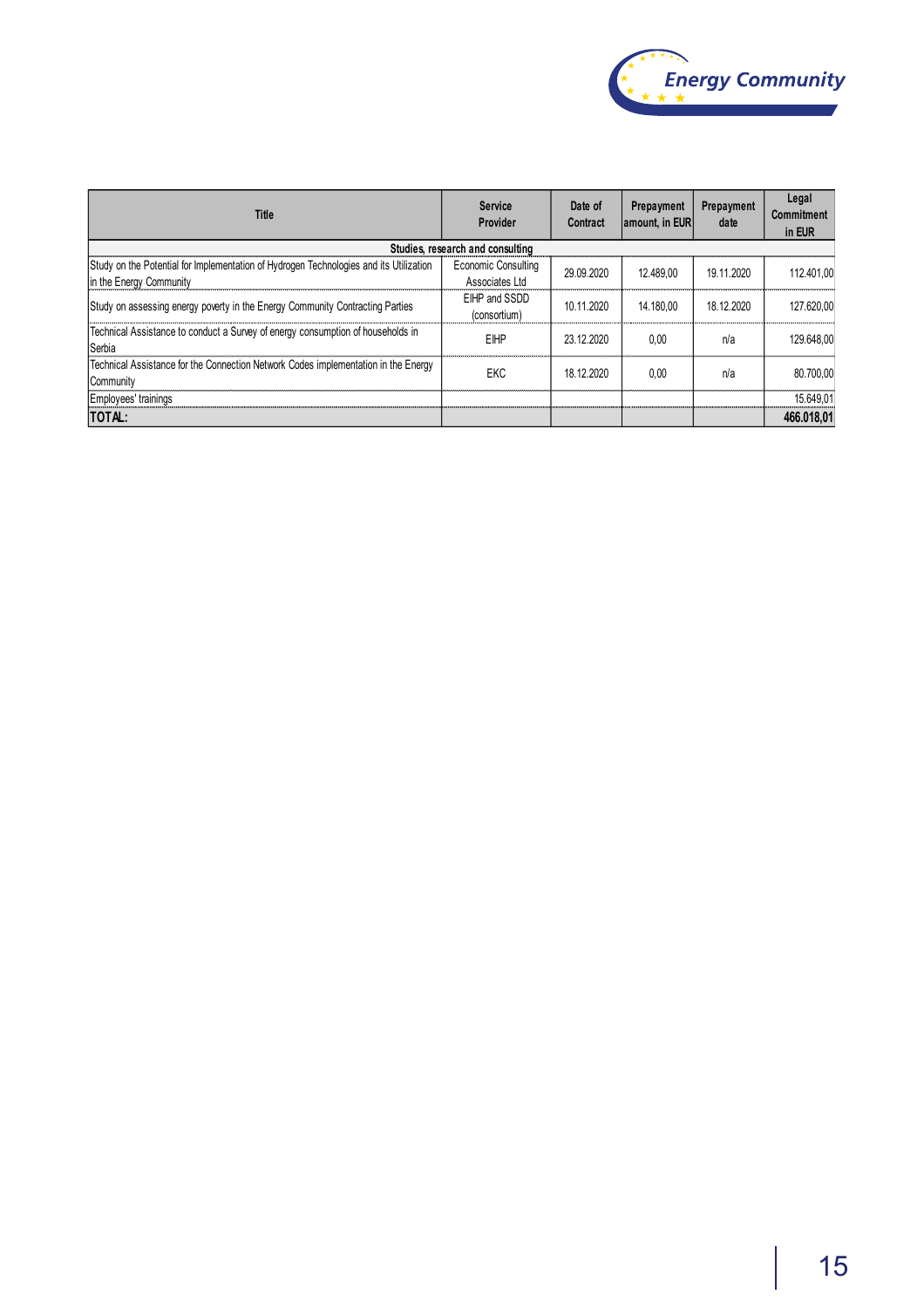| Title | Service Provider | Date of Contract | Prepayment amount, in EUR | Prepayment date | Legal Commitment in EUR |
|---|---|---|---|---|---|
| **Studies, research and consulting** | | | | | |
| Study on the Potential for Implementation of Hydrogen Technologies and its Utilization in the Energy Community | Economic Consulting Associates Ltd | 29.09.2020 | 12.489,00 | 19.11.2020 | 112.401,00 |
| Study on assessing energy poverty in the Energy Community Contracting Parties | EIHP and SSDD (consortium) | 10.11.2020 | 14.180,00 | 18.12.2020 | 127.620,00 |
| Technical Assistance to conduct a Survey of energy consumption of households in Serbia | EIHP | 23.12.2020 | 0,00 | n/a | 129.648,00 |
| Technical Assistance for the Connection Network Codes implementation in the Energy Community | EKC | 18.12.2020 | 0,00 | n/a | 80.700,00 |
| Employees' trainings | | | | | 15.649,01 |
| **TOTAL:** | | | | | **466.018,01** |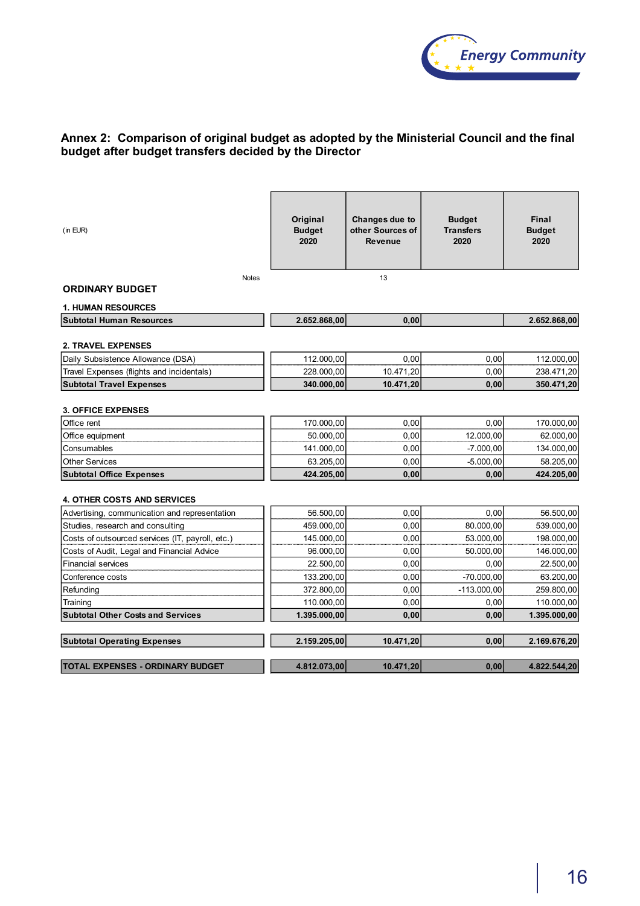## Annex 2: Comparison of original budget as adopted by the Ministerial Council and the final budget after budget transfers decided by the Director

| (in EUR) | Notes | Original Budget 2020 | Changes due to other Sources of Revenue | Budget Transfers 2020 | Final Budget 2020 |
|---|---|---|---|---|---|
| | | | 13 | | |
| **ORDINARY BUDGET** | | | | | |
| **1. HUMAN RESOURCES** | | | | | |
| **Subtotal Human Resources** | | **2.652.868,00** | **0,00** | | **2.652.868,00** |
| **2. TRAVEL EXPENSES** | | | | | |
| Daily Subsistence Allowance (DSA) | | 112.000,00 | 0,00 | 0,00 | 112.000,00 |
| Travel Expenses (flights and incidentals) | | 228.000,00 | 10.471,20 | 0,00 | 238.471,20 |
| **Subtotal Travel Expenses** | | **340.000,00** | **10.471,20** | **0,00** | **350.471,20** |
| **3. OFFICE EXPENSES** | | | | | |
| Office rent | | 170.000,00 | 0,00 | 0,00 | 170.000,00 |
| Office equipment | | 50.000,00 | 0,00 | 12.000,00 | 62.000,00 |
| Consumables | | 141.000,00 | 0,00 | -7.000,00 | 134.000,00 |
| Other Services | | 63.205,00 | 0,00 | -5.000,00 | 58.205,00 |
| **Subtotal Office Expenses** | | **424.205,00** | **0,00** | **0,00** | **424.205,00** |
| **4. OTHER COSTS AND SERVICES** | | | | | |
| Advertising, communication and representation | | 56.500,00 | 0,00 | 0,00 | 56.500,00 |
| Studies, research and consulting | | 459.000,00 | 0,00 | 80.000,00 | 539.000,00 |
| Costs of outsourced services (IT, payroll, etc.) | | 145.000,00 | 0,00 | 53.000,00 | 198.000,00 |
| Costs of Audit, Legal and Financial Advice | | 96.000,00 | 0,00 | 50.000,00 | 146.000,00 |
| Financial services | | 22.500,00 | 0,00 | 0,00 | 22.500,00 |
| Conference costs | | 133.200,00 | 0,00 | -70.000,00 | 63.200,00 |
| Refunding | | 372.800,00 | 0,00 | -113.000,00 | 259.800,00 |
| Training | | 110.000,00 | 0,00 | 0,00 | 110.000,00 |
| **Subtotal Other Costs and Services** | | **1.395.000,00** | **0,00** | **0,00** | **1.395.000,00** |
| **Subtotal Operating Expenses** | | **2.159.205,00** | **10.471,20** | **0,00** | **2.169.676,20** |
| **TOTAL EXPENSES - ORDINARY BUDGET** | | **4.812.073,00** | **10.471,20** | **0,00** | **4.822.544,20** |